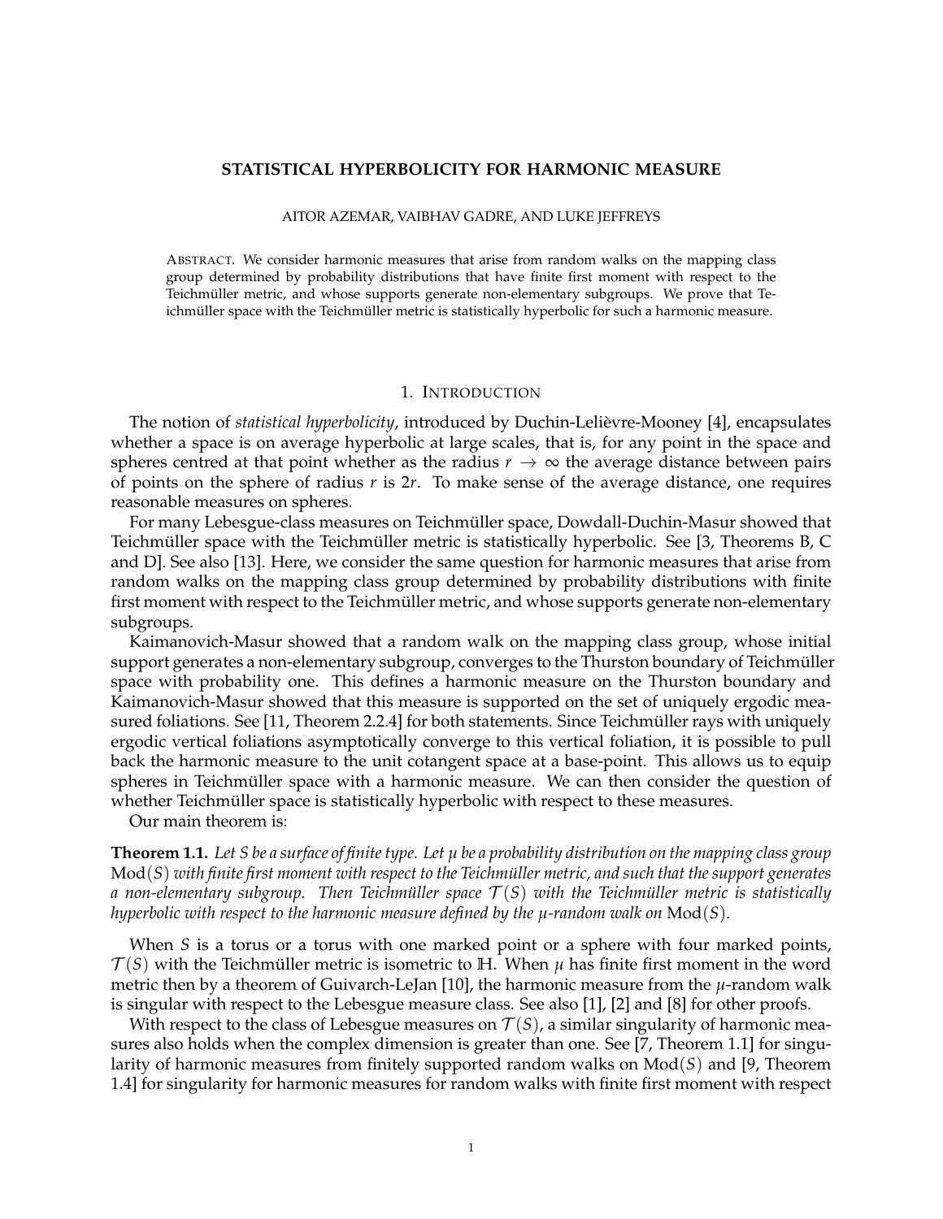# STATISTICAL HYPERBOLICITY FOR HARMONIC MEASURE

AITOR AZEMAR, VAIBHAV GADRE, AND LUKE JEFFREYS

ABSTRACT. We consider harmonic measures that arise from random walks on the mapping class group determined by probability distributions that have finite first moment with respect to the Teichmüller metric, and whose supports generate non-elementary subgroups. We prove that Teichmüller space with the Teichmüller metric is statistically hyperbolic for such a harmonic measure.

## 1. INTRODUCTION

The notion of *statistical hyperbolicity*, introduced by Duchin-Lelièvre-Mooney [4], encapsulates whether a space is on average hyperbolic at large scales, that is, for any point in the space and spheres centred at that point whether as the radius $r \to \infty$ the average distance between pairs of points on the sphere of radius $r$ is $2r$. To make sense of the average distance, one requires reasonable measures on spheres.

For many Lebesgue-class measures on Teichmüller space, Dowdall-Duchin-Masur showed that Teichmüller space with the Teichmüller metric is statistically hyperbolic. See [3, Theorems B, C and D]. See also [13]. Here, we consider the same question for harmonic measures that arise from random walks on the mapping class group determined by probability distributions with finite first moment with respect to the Teichmüller metric, and whose supports generate non-elementary subgroups.

Kaimanovich-Masur showed that a random walk on the mapping class group, whose initial support generates a non-elementary subgroup, converges to the Thurston boundary of Teichmüller space with probability one. This defines a harmonic measure on the Thurston boundary and Kaimanovich-Masur showed that this measure is supported on the set of uniquely ergodic measured foliations. See [11, Theorem 2.2.4] for both statements. Since Teichmüller rays with uniquely ergodic vertical foliations asymptotically converge to this vertical foliation, it is possible to pull back the harmonic measure to the unit cotangent space at a base-point. This allows us to equip spheres in Teichmüller space with a harmonic measure. We can then consider the question of whether Teichmüller space is statistically hyperbolic with respect to these measures.

Our main theorem is:

**Theorem 1.1.** *Let $S$ be a surface of finite type. Let $\mu$ be a probability distribution on the mapping class group $\mathrm{Mod}(S)$ with finite first moment with respect to the Teichmüller metric, and such that the support generates a non-elementary subgroup. Then Teichmüller space $\mathcal{T}(S)$ with the Teichmüller metric is statistically hyperbolic with respect to the harmonic measure defined by the $\mu$-random walk on $\mathrm{Mod}(S)$.*

When $S$ is a torus or a torus with one marked point or a sphere with four marked points, $\mathcal{T}(S)$ with the Teichmüller metric is isometric to $\mathbb{H}$. When $\mu$ has finite first moment in the word metric then by a theorem of Guivarch-LeJan [10], the harmonic measure from the $\mu$-random walk is singular with respect to the Lebesgue measure class. See also [1], [2] and [8] for other proofs.

With respect to the class of Lebesgue measures on $\mathcal{T}(S)$, a similar singularity of harmonic measures also holds when the complex dimension is greater than one. See [7, Theorem 1.1] for singularity of harmonic measures from finitely supported random walks on $\mathrm{Mod}(S)$ and [9, Theorem 1.4] for singularity for harmonic measures for random walks with finite first moment with respect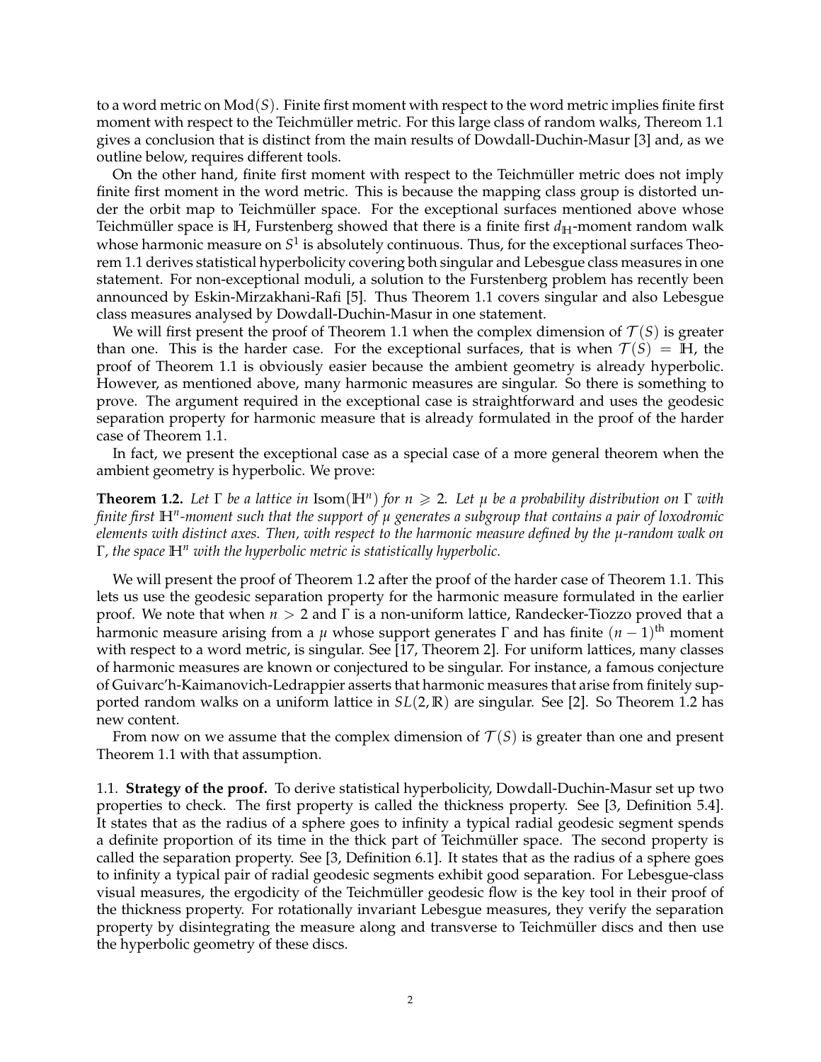to a word metric on $\mathrm{Mod}(S)$. Finite first moment with respect to the word metric implies finite first moment with respect to the Teichmüller metric. For this large class of random walks, Thereom 1.1 gives a conclusion that is distinct from the main results of Dowdall-Duchin-Masur [3] and, as we outline below, requires different tools.

On the other hand, finite first moment with respect to the Teichmüller metric does not imply finite first moment in the word metric. This is because the mapping class group is distorted under the orbit map to Teichmüller space. For the exceptional surfaces mentioned above whose Teichmüller space is $\mathbb{H}$, Furstenberg showed that there is a finite first $d_{\mathbb{H}}$-moment random walk whose harmonic measure on $S^1$ is absolutely continuous. Thus, for the exceptional surfaces Theorem 1.1 derives statistical hyperbolicity covering both singular and Lebesgue class measures in one statement. For non-exceptional moduli, a solution to the Furstenberg problem has recently been announced by Eskin-Mirzakhani-Rafi [5]. Thus Theorem 1.1 covers singular and also Lebesgue class measures analysed by Dowdall-Duchin-Masur in one statement.

We will first present the proof of Theorem 1.1 when the complex dimension of $\mathcal{T}(S)$ is greater than one. This is the harder case. For the exceptional surfaces, that is when $\mathcal{T}(S) = \mathbb{H}$, the proof of Theorem 1.1 is obviously easier because the ambient geometry is already hyperbolic. However, as mentioned above, many harmonic measures are singular. So there is something to prove. The argument required in the exceptional case is straightforward and uses the geodesic separation property for harmonic measure that is already formulated in the proof of the harder case of Theorem 1.1.

In fact, we present the exceptional case as a special case of a more general theorem when the ambient geometry is hyperbolic. We prove:

**Theorem 1.2.** *Let $\Gamma$ be a lattice in $\mathrm{Isom}(\mathbb{H}^n)$ for $n \geqslant 2$. Let $\mu$ be a probability distribution on $\Gamma$ with finite first $\mathbb{H}^n$-moment such that the support of $\mu$ generates a subgroup that contains a pair of loxodromic elements with distinct axes. Then, with respect to the harmonic measure defined by the $\mu$-random walk on $\Gamma$, the space $\mathbb{H}^n$ with the hyperbolic metric is statistically hyperbolic.*

We will present the proof of Theorem 1.2 after the proof of the harder case of Theorem 1.1. This lets us use the geodesic separation property for the harmonic measure formulated in the earlier proof. We note that when $n > 2$ and $\Gamma$ is a non-uniform lattice, Randecker-Tiozzo proved that a harmonic measure arising from a $\mu$ whose support generates $\Gamma$ and has finite $(n-1)^{\text{th}}$ moment with respect to a word metric, is singular. See [17, Theorem 2]. For uniform lattices, many classes of harmonic measures are known or conjectured to be singular. For instance, a famous conjecture of Guivarc'h-Kaimanovich-Ledrappier asserts that harmonic measures that arise from finitely supported random walks on a uniform lattice in $SL(2,\mathbb{R})$ are singular. See [2]. So Theorem 1.2 has new content.

From now on we assume that the complex dimension of $\mathcal{T}(S)$ is greater than one and present Theorem 1.1 with that assumption.

## 1.1. Strategy of the proof.

To derive statistical hyperbolicity, Dowdall-Duchin-Masur set up two properties to check. The first property is called the thickness property. See [3, Definition 5.4]. It states that as the radius of a sphere goes to infinity a typical radial geodesic segment spends a definite proportion of its time in the thick part of Teichmüller space. The second property is called the separation property. See [3, Definition 6.1]. It states that as the radius of a sphere goes to infinity a typical pair of radial geodesic segments exhibit good separation. For Lebesgue-class visual measures, the ergodicity of the Teichmüller geodesic flow is the key tool in their proof of the thickness property. For rotationally invariant Lebesgue measures, they verify the separation property by disintegrating the measure along and transverse to Teichmüller discs and then use the hyperbolic geometry of these discs.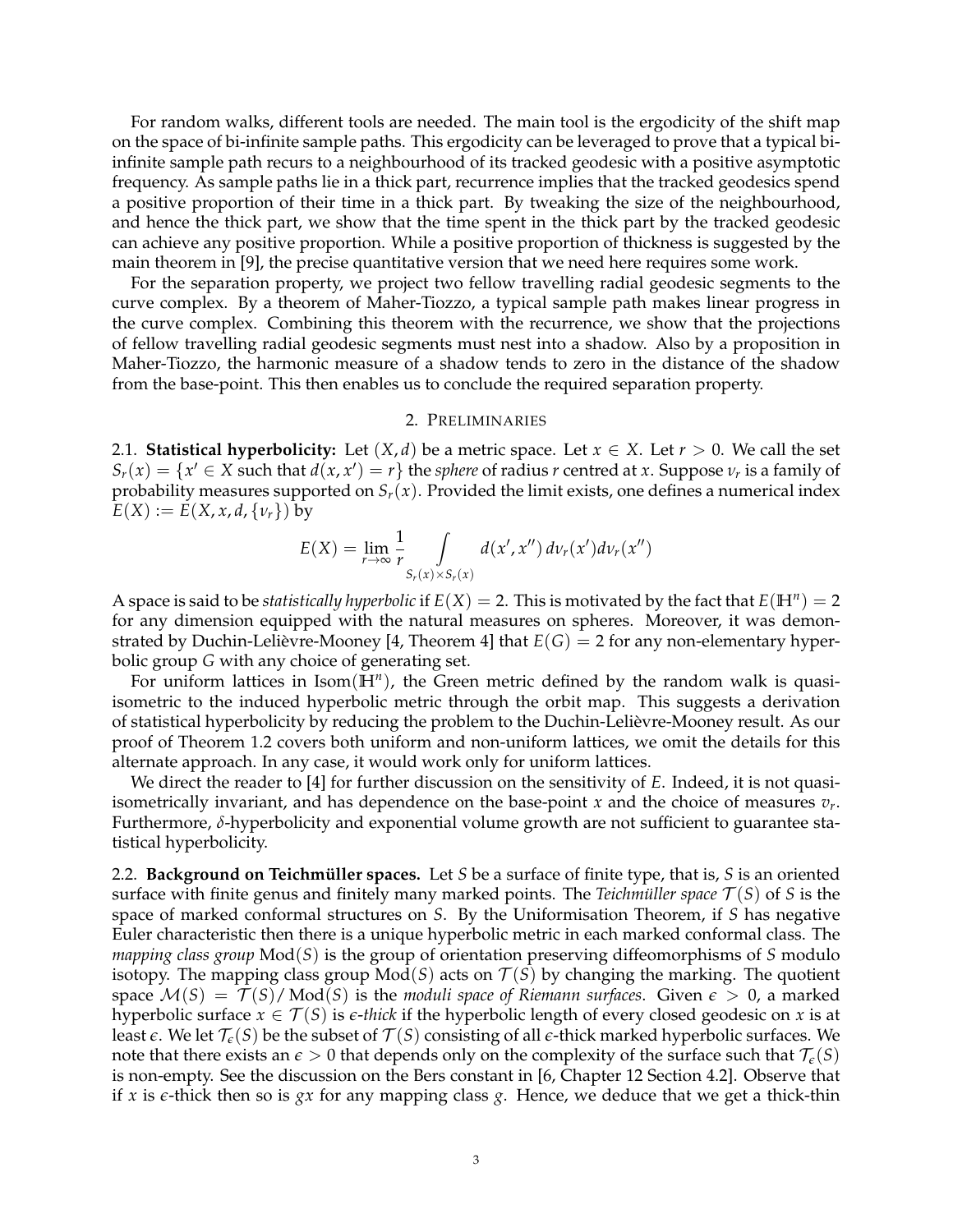For random walks, different tools are needed. The main tool is the ergodicity of the shift map on the space of bi-infinite sample paths. This ergodicity can be leveraged to prove that a typical bi-infinite sample path recurs to a neighbourhood of its tracked geodesic with a positive asymptotic frequency. As sample paths lie in a thick part, recurrence implies that the tracked geodesics spend a positive proportion of their time in a thick part. By tweaking the size of the neighbourhood, and hence the thick part, we show that the time spent in the thick part by the tracked geodesic can achieve any positive proportion. While a positive proportion of thickness is suggested by the main theorem in [9], the precise quantitative version that we need here requires some work.

For the separation property, we project two fellow travelling radial geodesic segments to the curve complex. By a theorem of Maher-Tiozzo, a typical sample path makes linear progress in the curve complex. Combining this theorem with the recurrence, we show that the projections of fellow travelling radial geodesic segments must nest into a shadow. Also by a proposition in Maher-Tiozzo, the harmonic measure of a shadow tends to zero in the distance of the shadow from the base-point. This then enables us to conclude the required separation property.

## 2. Preliminaries

2.1. **Statistical hyperbolicity:** Let $(X, d)$ be a metric space. Let $x \in X$. Let $r > 0$. We call the set $S_r(x) = \{x' \in X \text{ such that } d(x, x') = r\}$ the *sphere* of radius $r$ centred at $x$. Suppose $\nu_r$ is a family of probability measures supported on $S_r(x)$. Provided the limit exists, one defines a numerical index $E(X) := E(X, x, d, \{\nu_r\})$ by

$$E(X) = \lim_{r \to \infty} \frac{1}{r} \int_{S_r(x) \times S_r(x)} d(x', x'')\, d\nu_r(x') d\nu_r(x'')$$

A space is said to be *statistically hyperbolic* if $E(X) = 2$. This is motivated by the fact that $E(\mathbb{H}^n) = 2$ for any dimension equipped with the natural measures on spheres. Moreover, it was demonstrated by Duchin-Lelièvre-Mooney [4, Theorem 4] that $E(G) = 2$ for any non-elementary hyperbolic group $G$ with any choice of generating set.

For uniform lattices in $\mathrm{Isom}(\mathbb{H}^n)$, the Green metric defined by the random walk is quasi-isometric to the induced hyperbolic metric through the orbit map. This suggests a derivation of statistical hyperbolicity by reducing the problem to the Duchin-Lelièvre-Mooney result. As our proof of Theorem 1.2 covers both uniform and non-uniform lattices, we omit the details for this alternate approach. In any case, it would work only for uniform lattices.

We direct the reader to [4] for further discussion on the sensitivity of $E$. Indeed, it is not quasi-isometrically invariant, and has dependence on the base-point $x$ and the choice of measures $v_r$. Furthermore, $\delta$-hyperbolicity and exponential volume growth are not sufficient to guarantee statistical hyperbolicity.

2.2. **Background on Teichmüller spaces.** Let $S$ be a surface of finite type, that is, $S$ is an oriented surface with finite genus and finitely many marked points. The *Teichmüller space* $\mathcal{T}(S)$ of $S$ is the space of marked conformal structures on $S$. By the Uniformisation Theorem, if $S$ has negative Euler characteristic then there is a unique hyperbolic metric in each marked conformal class. The *mapping class group* $\mathrm{Mod}(S)$ is the group of orientation preserving diffeomorphisms of $S$ modulo isotopy. The mapping class group $\mathrm{Mod}(S)$ acts on $\mathcal{T}(S)$ by changing the marking. The quotient space $\mathcal{M}(S) = \mathcal{T}(S)/\mathrm{Mod}(S)$ is the *moduli space of Riemann surfaces*. Given $\epsilon > 0$, a marked hyperbolic surface $x \in \mathcal{T}(S)$ is $\epsilon$*-thick* if the hyperbolic length of every closed geodesic on $x$ is at least $\epsilon$. We let $\mathcal{T}_\epsilon(S)$ be the subset of $\mathcal{T}(S)$ consisting of all $\epsilon$-thick marked hyperbolic surfaces. We note that there exists an $\epsilon > 0$ that depends only on the complexity of the surface such that $\mathcal{T}_\epsilon(S)$ is non-empty. See the discussion on the Bers constant in [6, Chapter 12 Section 4.2]. Observe that if $x$ is $\epsilon$-thick then so is $gx$ for any mapping class $g$. Hence, we deduce that we get a thick-thin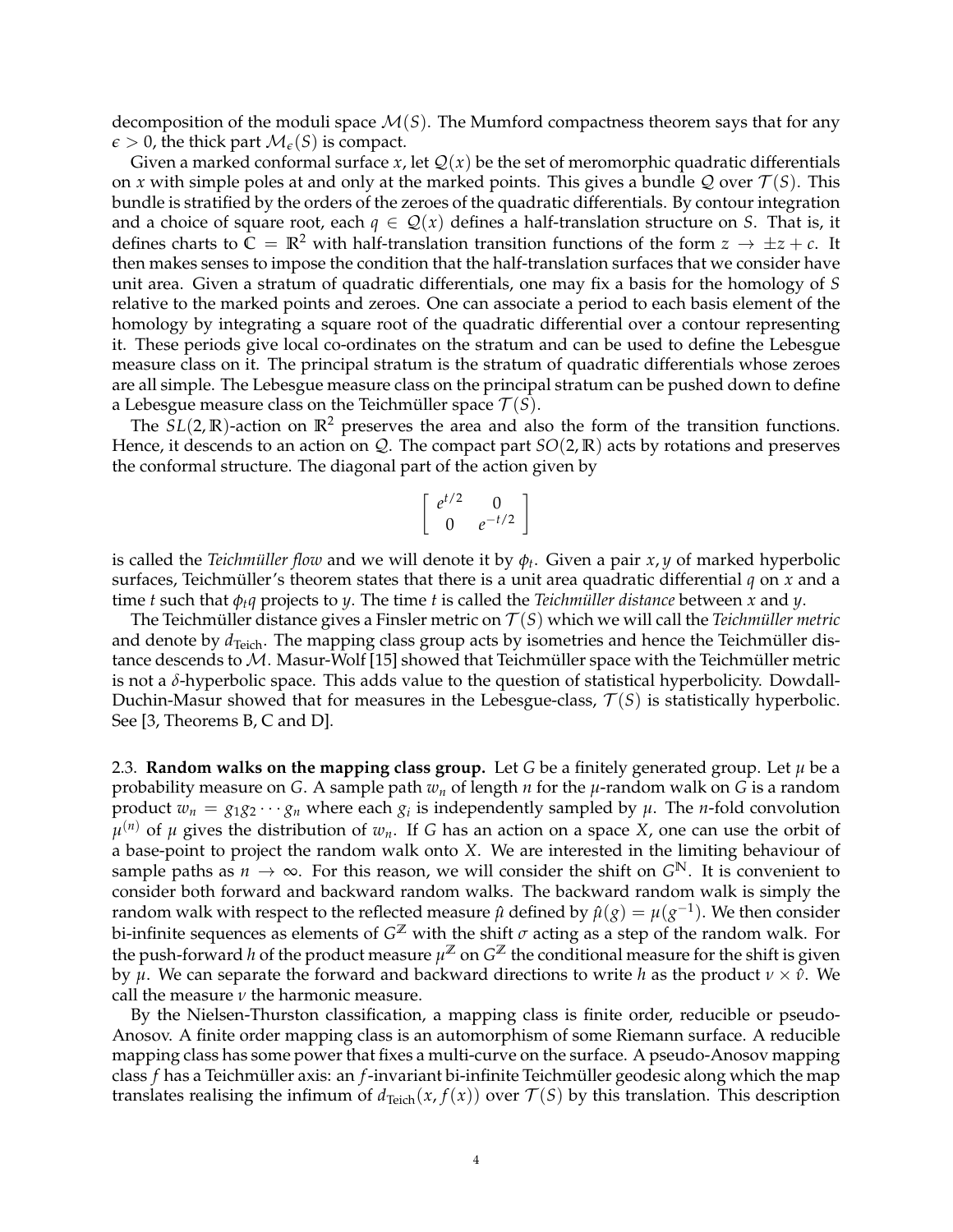decomposition of the moduli space $\mathcal{M}(S)$. The Mumford compactness theorem says that for any $\epsilon > 0$, the thick part $\mathcal{M}_\epsilon(S)$ is compact.

Given a marked conformal surface $x$, let $\mathcal{Q}(x)$ be the set of meromorphic quadratic differentials on $x$ with simple poles at and only at the marked points. This gives a bundle $\mathcal{Q}$ over $\mathcal{T}(S)$. This bundle is stratified by the orders of the zeroes of the quadratic differentials. By contour integration and a choice of square root, each $q \in \mathcal{Q}(x)$ defines a half-translation structure on $S$. That is, it defines charts to $\mathbb{C} = \mathbb{R}^2$ with half-translation transition functions of the form $z \to \pm z + c$. It then makes senses to impose the condition that the half-translation surfaces that we consider have unit area. Given a stratum of quadratic differentials, one may fix a basis for the homology of $S$ relative to the marked points and zeroes. One can associate a period to each basis element of the homology by integrating a square root of the quadratic differential over a contour representing it. These periods give local co-ordinates on the stratum and can be used to define the Lebesgue measure class on it. The principal stratum is the stratum of quadratic differentials whose zeroes are all simple. The Lebesgue measure class on the principal stratum can be pushed down to define a Lebesgue measure class on the Teichmüller space $\mathcal{T}(S)$.

The $SL(2,\mathbb{R})$-action on $\mathbb{R}^2$ preserves the area and also the form of the transition functions. Hence, it descends to an action on $\mathcal{Q}$. The compact part $SO(2,\mathbb{R})$ acts by rotations and preserves the conformal structure. The diagonal part of the action given by

$$\begin{bmatrix} e^{t/2} & 0 \\ 0 & e^{-t/2} \end{bmatrix}$$

is called the *Teichmüller flow* and we will denote it by $\phi_t$. Given a pair $x, y$ of marked hyperbolic surfaces, Teichmüller's theorem states that there is a unit area quadratic differential $q$ on $x$ and a time $t$ such that $\phi_t q$ projects to $y$. The time $t$ is called the *Teichmüller distance* between $x$ and $y$.

The Teichmüller distance gives a Finsler metric on $\mathcal{T}(S)$ which we will call the *Teichmüller metric* and denote by $d_{\text{Teich}}$. The mapping class group acts by isometries and hence the Teichmüller distance descends to $\mathcal{M}$. Masur-Wolf [15] showed that Teichmüller space with the Teichmüller metric is not a $\delta$-hyperbolic space. This adds value to the question of statistical hyperbolicity. Dowdall-Duchin-Masur showed that for measures in the Lebesgue-class, $\mathcal{T}(S)$ is statistically hyperbolic. See [3, Theorems B, C and D].

2.3. **Random walks on the mapping class group.** Let $G$ be a finitely generated group. Let $\mu$ be a probability measure on $G$. A sample path $w_n$ of length $n$ for the $\mu$-random walk on $G$ is a random product $w_n = g_1 g_2 \cdots g_n$ where each $g_i$ is independently sampled by $\mu$. The $n$-fold convolution $\mu^{(n)}$ of $\mu$ gives the distribution of $w_n$. If $G$ has an action on a space $X$, one can use the orbit of a base-point to project the random walk onto $X$. We are interested in the limiting behaviour of sample paths as $n \to \infty$. For this reason, we will consider the shift on $G^{\mathbb{N}}$. It is convenient to consider both forward and backward random walks. The backward random walk is simply the random walk with respect to the reflected measure $\hat{\mu}$ defined by $\hat{\mu}(g) = \mu(g^{-1})$. We then consider bi-infinite sequences as elements of $G^{\mathbb{Z}}$ with the shift $\sigma$ acting as a step of the random walk. For the push-forward $h$ of the product measure $\mu^{\mathbb{Z}}$ on $G^{\mathbb{Z}}$ the conditional measure for the shift is given by $\mu$. We can separate the forward and backward directions to write $h$ as the product $\nu \times \hat{\nu}$. We call the measure $\nu$ the harmonic measure.

By the Nielsen-Thurston classification, a mapping class is finite order, reducible or pseudo-Anosov. A finite order mapping class is an automorphism of some Riemann surface. A reducible mapping class has some power that fixes a multi-curve on the surface. A pseudo-Anosov mapping class $f$ has a Teichmüller axis: an $f$-invariant bi-infinite Teichmüller geodesic along which the map translates realising the infimum of $d_{\text{Teich}}(x, f(x))$ over $\mathcal{T}(S)$ by this translation. This description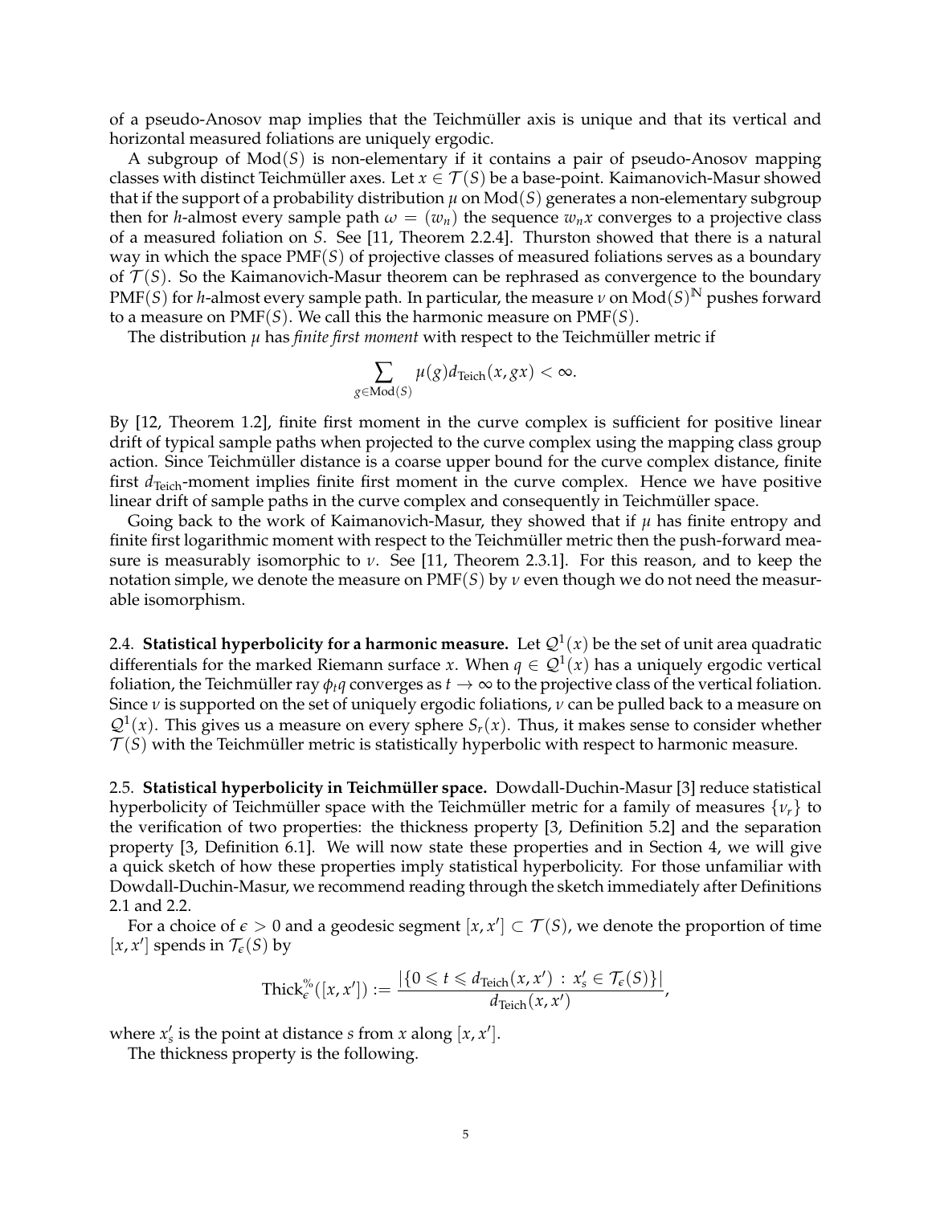of a pseudo-Anosov map implies that the Teichmüller axis is unique and that its vertical and horizontal measured foliations are uniquely ergodic.

A subgroup of $\mathrm{Mod}(S)$ is non-elementary if it contains a pair of pseudo-Anosov mapping classes with distinct Teichmüller axes. Let $x \in \mathcal{T}(S)$ be a base-point. Kaimanovich-Masur showed that if the support of a probability distribution $\mu$ on $\mathrm{Mod}(S)$ generates a non-elementary subgroup then for $h$-almost every sample path $\omega = (w_n)$ the sequence $w_n x$ converges to a projective class of a measured foliation on $S$. See [11, Theorem 2.2.4]. Thurston showed that there is a natural way in which the space $\mathrm{PMF}(S)$ of projective classes of measured foliations serves as a boundary of $\mathcal{T}(S)$. So the Kaimanovich-Masur theorem can be rephrased as convergence to the boundary $\mathrm{PMF}(S)$ for $h$-almost every sample path. In particular, the measure $\nu$ on $\mathrm{Mod}(S)^{\mathbb{N}}$ pushes forward to a measure on $\mathrm{PMF}(S)$. We call this the harmonic measure on $\mathrm{PMF}(S)$.

The distribution $\mu$ has *finite first moment* with respect to the Teichmüller metric if

$$\sum_{g \in \mathrm{Mod}(S)} \mu(g) d_{\mathrm{Teich}}(x, gx) < \infty.$$

By [12, Theorem 1.2], finite first moment in the curve complex is sufficient for positive linear drift of typical sample paths when projected to the curve complex using the mapping class group action. Since Teichmüller distance is a coarse upper bound for the curve complex distance, finite first $d_{\mathrm{Teich}}$-moment implies finite first moment in the curve complex. Hence we have positive linear drift of sample paths in the curve complex and consequently in Teichmüller space.

Going back to the work of Kaimanovich-Masur, they showed that if $\mu$ has finite entropy and finite first logarithmic moment with respect to the Teichmüller metric then the push-forward measure is measurably isomorphic to $\nu$. See [11, Theorem 2.3.1]. For this reason, and to keep the notation simple, we denote the measure on $\mathrm{PMF}(S)$ by $\nu$ even though we do not need the measurable isomorphism.

## 2.4. Statistical hyperbolicity for a harmonic measure.

Let $\mathcal{Q}^1(x)$ be the set of unit area quadratic differentials for the marked Riemann surface $x$. When $q \in \mathcal{Q}^1(x)$ has a uniquely ergodic vertical foliation, the Teichmüller ray $\phi_t q$ converges as $t \to \infty$ to the projective class of the vertical foliation. Since $\nu$ is supported on the set of uniquely ergodic foliations, $\nu$ can be pulled back to a measure on $\mathcal{Q}^1(x)$. This gives us a measure on every sphere $S_r(x)$. Thus, it makes sense to consider whether $\mathcal{T}(S)$ with the Teichmüller metric is statistically hyperbolic with respect to harmonic measure.

## 2.5. Statistical hyperbolicity in Teichmüller space.

Dowdall-Duchin-Masur [3] reduce statistical hyperbolicity of Teichmüller space with the Teichmüller metric for a family of measures $\{\nu_r\}$ to the verification of two properties: the thickness property [3, Definition 5.2] and the separation property [3, Definition 6.1]. We will now state these properties and in Section 4, we will give a quick sketch of how these properties imply statistical hyperbolicity. For those unfamiliar with Dowdall-Duchin-Masur, we recommend reading through the sketch immediately after Definitions 2.1 and 2.2.

For a choice of $\epsilon > 0$ and a geodesic segment $[x, x'] \subset \mathcal{T}(S)$, we denote the proportion of time $[x, x']$ spends in $\mathcal{T}_\epsilon(S)$ by

$$\mathrm{Thick}^{\%}_{\epsilon}([x, x']) := \frac{|\{0 \leqslant t \leqslant d_{\mathrm{Teich}}(x, x') \, : \, x'_s \in \mathcal{T}_\epsilon(S)\}|}{d_{\mathrm{Teich}}(x, x')},$$

where $x'_s$ is the point at distance $s$ from $x$ along $[x, x']$.

The thickness property is the following.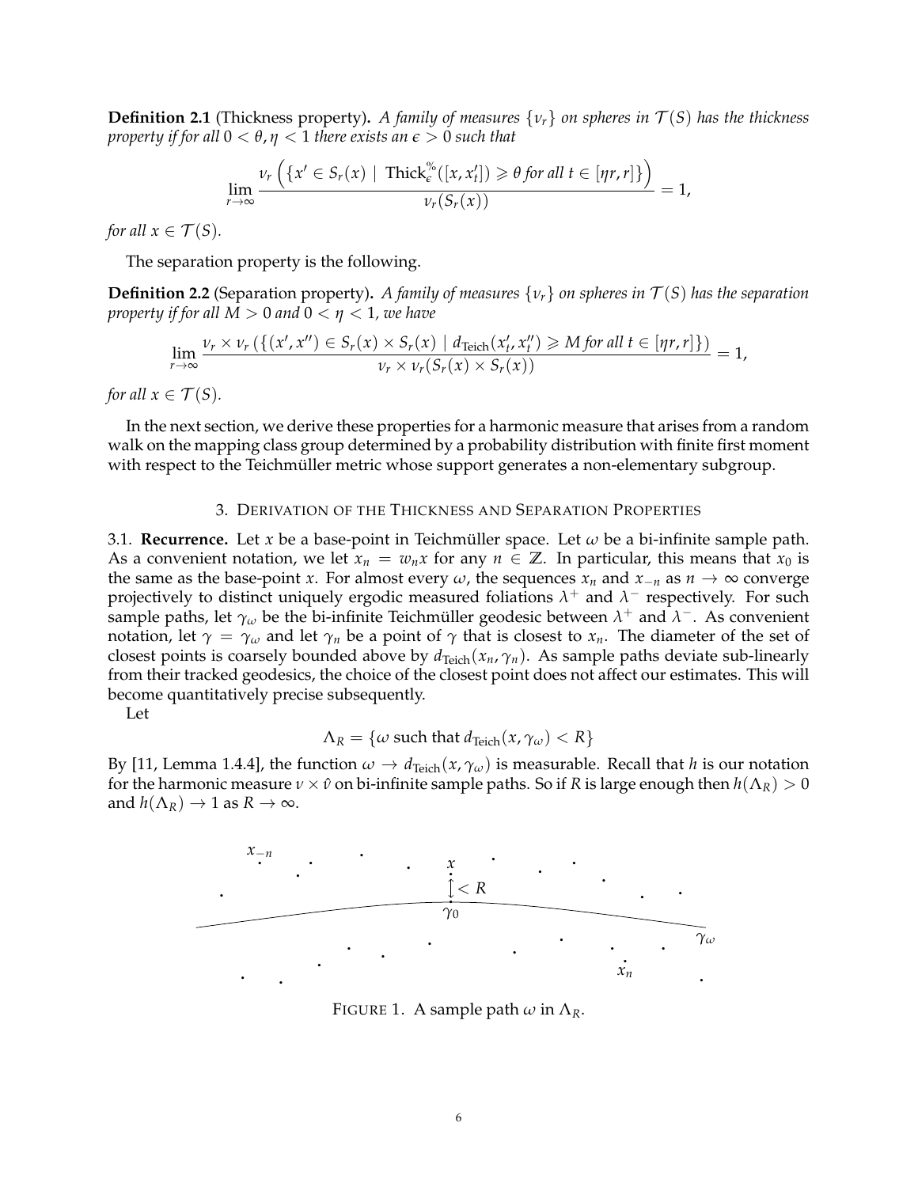**Definition 2.1** (Thickness property)**.** *A family of measures $\{\nu_r\}$ on spheres in $\mathcal{T}(S)$ has the thickness property if for all $0 < \theta, \eta < 1$ there exists an $\epsilon > 0$ such that*

$$\lim_{r\to\infty} \frac{\nu_r\left(\{x' \in S_r(x) \mid \text{Thick}^{\%}_{\epsilon}([x, x'_t]) \geqslant \theta \text{ for all } t \in [\eta r, r]\}\right)}{\nu_r(S_r(x))} = 1,$$

*for all $x \in \mathcal{T}(S)$.*

The separation property is the following.

**Definition 2.2** (Separation property)**.** *A family of measures $\{\nu_r\}$ on spheres in $\mathcal{T}(S)$ has the separation property if for all $M > 0$ and $0 < \eta < 1$, we have*

$$\lim_{r\to\infty} \frac{\nu_r \times \nu_r\left(\{(x', x'') \in S_r(x) \times S_r(x) \mid d_{\text{Teich}}(x'_t, x''_t) \geqslant M \text{ for all } t \in [\eta r, r]\}\right)}{\nu_r \times \nu_r(S_r(x) \times S_r(x))} = 1,$$

*for all $x \in \mathcal{T}(S)$.*

In the next section, we derive these properties for a harmonic measure that arises from a random walk on the mapping class group determined by a probability distribution with finite first moment with respect to the Teichmüller metric whose support generates a non-elementary subgroup.

## 3. Derivation of the Thickness and Separation Properties

3.1. **Recurrence.** Let $x$ be a base-point in Teichmüller space. Let $\omega$ be a bi-infinite sample path. As a convenient notation, we let $x_n = w_n x$ for any $n \in \mathbb{Z}$. In particular, this means that $x_0$ is the same as the base-point $x$. For almost every $\omega$, the sequences $x_n$ and $x_{-n}$ as $n \to \infty$ converge projectively to distinct uniquely ergodic measured foliations $\lambda^+$ and $\lambda^-$ respectively. For such sample paths, let $\gamma_\omega$ be the bi-infinite Teichmüller geodesic between $\lambda^+$ and $\lambda^-$. As convenient notation, let $\gamma = \gamma_\omega$ and let $\gamma_n$ be a point of $\gamma$ that is closest to $x_n$. The diameter of the set of closest points is coarsely bounded above by $d_{\text{Teich}}(x_n, \gamma_n)$. As sample paths deviate sub-linearly from their tracked geodesics, the choice of the closest point does not affect our estimates. This will become quantitatively precise subsequently.

Let

$$\Lambda_R = \{\omega \text{ such that } d_{\text{Teich}}(x, \gamma_\omega) < R\}$$

By [11, Lemma 1.4.4], the function $\omega \to d_{\text{Teich}}(x, \gamma_\omega)$ is measurable. Recall that $h$ is our notation for the harmonic measure $\nu \times \hat{\nu}$ on bi-infinite sample paths. So if $R$ is large enough then $h(\Lambda_R) > 0$ and $h(\Lambda_R) \to 1$ as $R \to \infty$.

FIGURE 1. A sample path $\omega$ in $\Lambda_R$.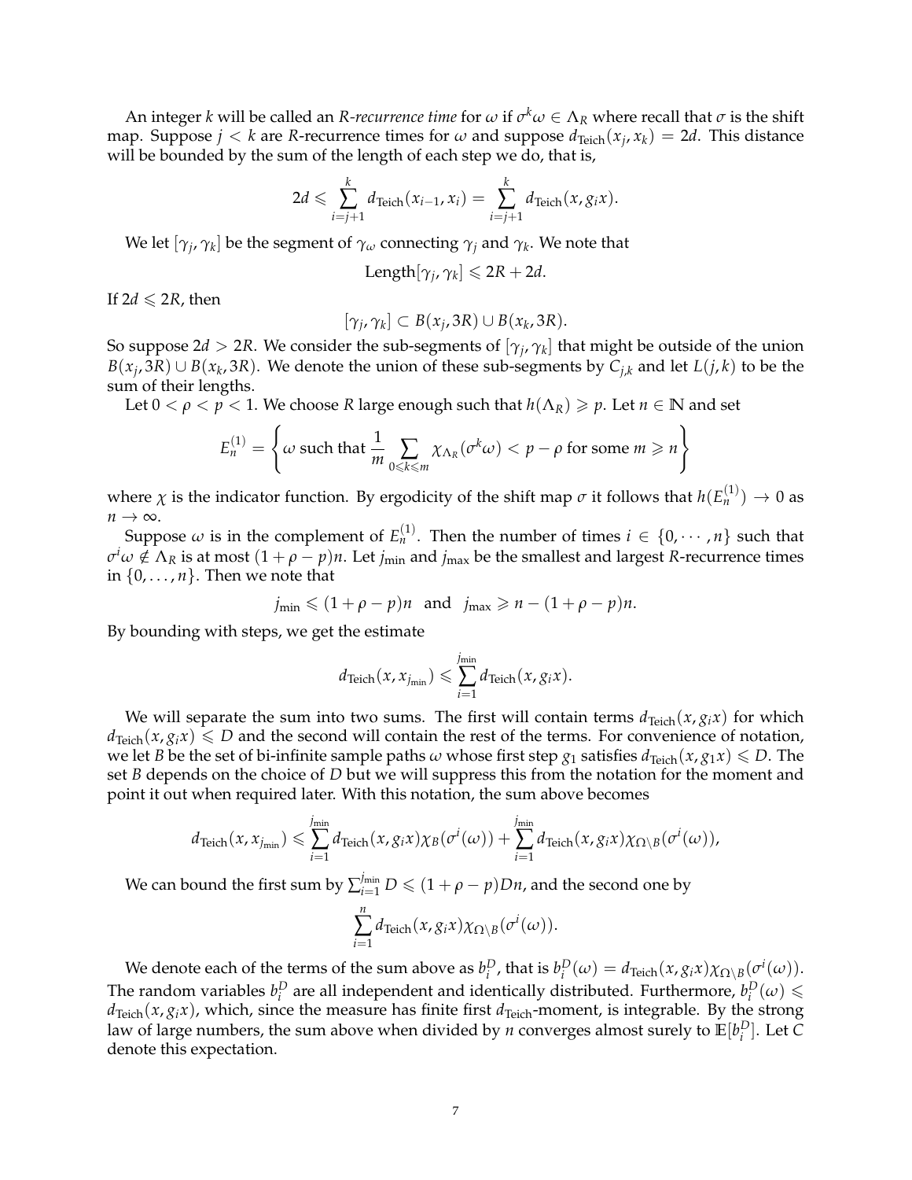An integer $k$ will be called an *R-recurrence time* for $\omega$ if $\sigma^k \omega \in \Lambda_R$ where recall that $\sigma$ is the shift map. Suppose $j < k$ are $R$-recurrence times for $\omega$ and suppose $d_{\text{Teich}}(x_j, x_k) = 2d$. This distance will be bounded by the sum of the length of each step we do, that is,

$$2d \leqslant \sum_{i=j+1}^{k} d_{\text{Teich}}(x_{i-1}, x_i) = \sum_{i=j+1}^{k} d_{\text{Teich}}(x, g_i x).$$

We let $[\gamma_j, \gamma_k]$ be the segment of $\gamma_\omega$ connecting $\gamma_j$ and $\gamma_k$. We note that

$$\text{Length}[\gamma_j, \gamma_k] \leqslant 2R + 2d.$$

If $2d \leqslant 2R$, then

$$[\gamma_j, \gamma_k] \subset B(x_j, 3R) \cup B(x_k, 3R).$$

So suppose $2d > 2R$. We consider the sub-segments of $[\gamma_j, \gamma_k]$ that might be outside of the union $B(x_j, 3R) \cup B(x_k, 3R)$. We denote the union of these sub-segments by $C_{j,k}$ and let $L(j,k)$ to be the sum of their lengths.

Let $0 < \rho < p < 1$. We choose $R$ large enough such that $h(\Lambda_R) \geqslant p$. Let $n \in \mathbb{N}$ and set

$$E_n^{(1)} = \left\{ \omega \text{ such that } \frac{1}{m} \sum_{0 \leqslant k \leqslant m} \chi_{\Lambda_R}(\sigma^k \omega) < p - \rho \text{ for some } m \geqslant n \right\}$$

where $\chi$ is the indicator function. By ergodicity of the shift map $\sigma$ it follows that $h(E_n^{(1)}) \to 0$ as $n \to \infty$.

Suppose $\omega$ is in the complement of $E_n^{(1)}$. Then the number of times $i \in \{0, \cdots, n\}$ such that $\sigma^i \omega \notin \Lambda_R$ is at most $(1 + \rho - p)n$. Let $j_{\min}$ and $j_{\max}$ be the smallest and largest $R$-recurrence times in $\{0, \ldots, n\}$. Then we note that

$$j_{\min} \leqslant (1 + \rho - p)n \quad \text{and} \quad j_{\max} \geqslant n - (1 + \rho - p)n.$$

By bounding with steps, we get the estimate

$$d_{\text{Teich}}(x, x_{j_{\min}}) \leqslant \sum_{i=1}^{j_{\min}} d_{\text{Teich}}(x, g_i x).$$

We will separate the sum into two sums. The first will contain terms $d_{\text{Teich}}(x, g_i x)$ for which $d_{\text{Teich}}(x, g_i x) \leqslant D$ and the second will contain the rest of the terms. For convenience of notation, we let $B$ be the set of bi-infinite sample paths $\omega$ whose first step $g_1$ satisfies $d_{\text{Teich}}(x, g_1 x) \leqslant D$. The set $B$ depends on the choice of $D$ but we will suppress this from the notation for the moment and point it out when required later. With this notation, the sum above becomes

$$d_{\text{Teich}}(x, x_{j_{\min}}) \leqslant \sum_{i=1}^{j_{\min}} d_{\text{Teich}}(x, g_i x) \chi_B(\sigma^i(\omega)) + \sum_{i=1}^{j_{\min}} d_{\text{Teich}}(x, g_i x) \chi_{\Omega \setminus B}(\sigma^i(\omega)),$$

We can bound the first sum by $\sum_{i=1}^{j_{\min}} D \leqslant (1 + \rho - p)Dn$, and the second one by

$$\sum_{i=1}^{n} d_{\text{Teich}}(x, g_i x) \chi_{\Omega \setminus B}(\sigma^i(\omega)).$$

We denote each of the terms of the sum above as $b_i^D$, that is $b_i^D(\omega) = d_{\text{Teich}}(x, g_i x) \chi_{\Omega \setminus B}(\sigma^i(\omega))$. The random variables $b_i^D$ are all independent and identically distributed. Furthermore, $b_i^D(\omega) \leqslant d_{\text{Teich}}(x, g_i x)$, which, since the measure has finite first $d_{\text{Teich}}$-moment, is integrable. By the strong law of large numbers, the sum above when divided by $n$ converges almost surely to $\mathbb{E}[b_i^D]$. Let $C$ denote this expectation.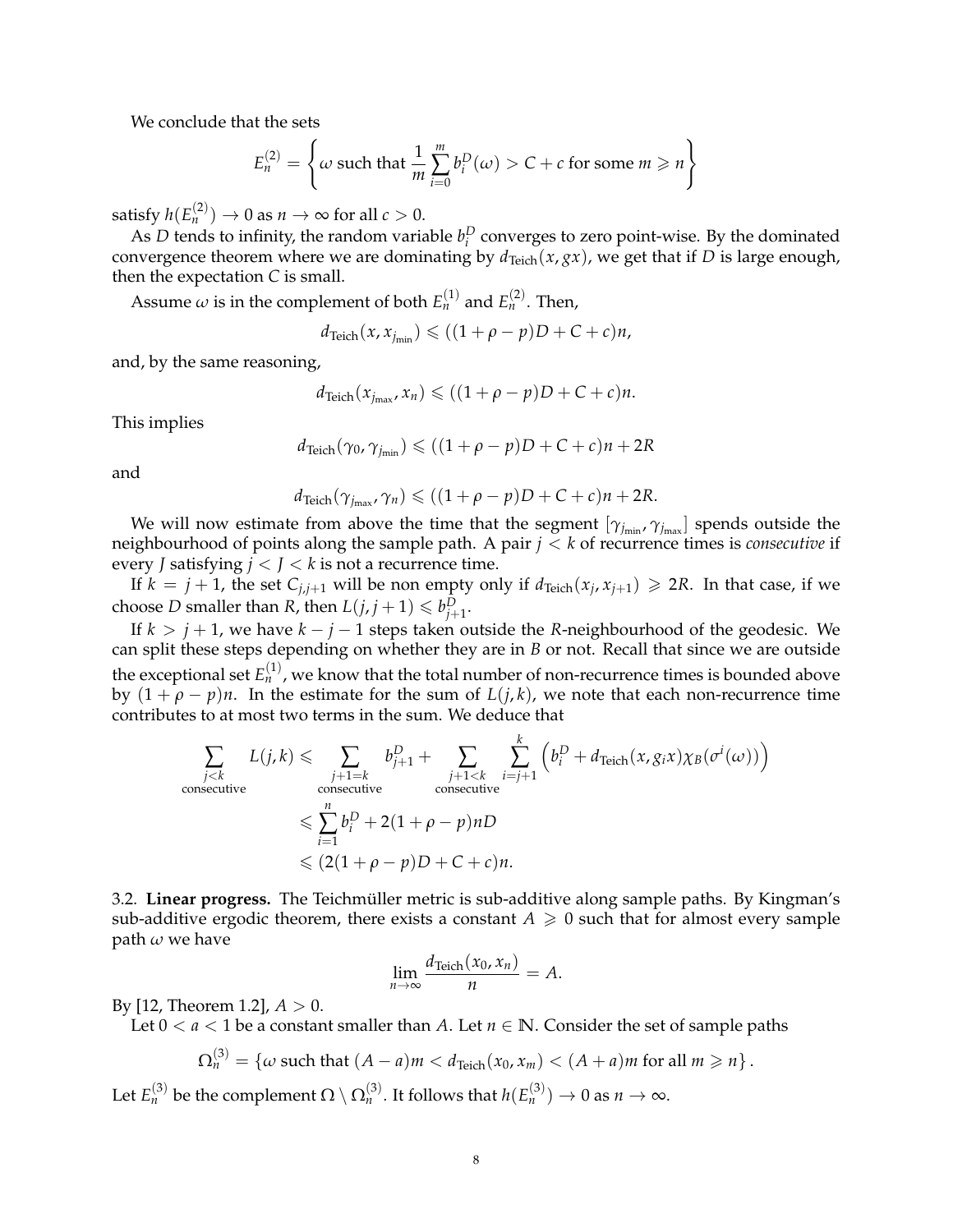We conclude that the sets

$$E_n^{(2)} = \left\{ \omega \text{ such that } \frac{1}{m}\sum_{i=0}^{m} b_i^D(\omega) > C + c \text{ for some } m \geqslant n \right\}$$

satisfy $h(E_n^{(2)}) \to 0$ as $n \to \infty$ for all $c > 0$.

As $D$ tends to infinity, the random variable $b_i^D$ converges to zero point-wise. By the dominated convergence theorem where we are dominating by $d_{\text{Teich}}(x, gx)$, we get that if $D$ is large enough, then the expectation $C$ is small.

Assume $\omega$ is in the complement of both $E_n^{(1)}$ and $E_n^{(2)}$. Then,

$$d_{\text{Teich}}(x, x_{j_{\min}}) \leqslant ((1 + \rho - p)D + C + c)n,$$

and, by the same reasoning,

$$d_{\text{Teich}}(x_{j_{\max}}, x_n) \leqslant ((1 + \rho - p)D + C + c)n.$$

This implies

$$d_{\text{Teich}}(\gamma_0, \gamma_{j_{\min}}) \leqslant ((1 + \rho - p)D + C + c)n + 2R$$

and

$$d_{\text{Teich}}(\gamma_{j_{\max}}, \gamma_n) \leqslant ((1 + \rho - p)D + C + c)n + 2R.$$

We will now estimate from above the time that the segment $[\gamma_{j_{\min}}, \gamma_{j_{\max}}]$ spends outside the neighbourhood of points along the sample path. A pair $j < k$ of recurrence times is *consecutive* if every $J$ satisfying $j < J < k$ is not a recurrence time.

If $k = j + 1$, the set $C_{j,j+1}$ will be non empty only if $d_{\text{Teich}}(x_j, x_{j+1}) \geqslant 2R$. In that case, if we choose $D$ smaller than $R$, then $L(j, j+1) \leqslant b_{j+1}^D$.

If $k > j + 1$, we have $k - j - 1$ steps taken outside the $R$-neighbourhood of the geodesic. We can split these steps depending on whether they are in $B$ or not. Recall that since we are outside the exceptional set $E_n^{(1)}$, we know that the total number of non-recurrence times is bounded above by $(1 + \rho - p)n$. In the estimate for the sum of $L(j, k)$, we note that each non-recurrence time contributes to at most two terms in the sum. We deduce that

$$\begin{aligned}
\sum_{\substack{j<k \\ \text{consecutive}}} L(j,k) &\leqslant \sum_{\substack{j+1=k \\ \text{consecutive}}} b_{j+1}^D + \sum_{\substack{j+1<k \\ \text{consecutive}}} \sum_{i=j+1}^{k} \left( b_i^D + d_{\text{Teich}}(x, g_i x)\chi_B(\sigma^i(\omega)) \right) \\
&\leqslant \sum_{i=1}^{n} b_i^D + 2(1 + \rho - p)nD \\
&\leqslant (2(1 + \rho - p)D + C + c)n.
\end{aligned}$$

3.2. **Linear progress.** The Teichmüller metric is sub-additive along sample paths. By Kingman's sub-additive ergodic theorem, there exists a constant $A \geqslant 0$ such that for almost every sample path $\omega$ we have

$$\lim_{n \to \infty} \frac{d_{\text{Teich}}(x_0, x_n)}{n} = A.$$

By [12, Theorem 1.2], $A > 0$.

Let $0 < a < 1$ be a constant smaller than $A$. Let $n \in \mathbb{N}$. Consider the set of sample paths

$$\Omega_n^{(3)} = \{\omega \text{ such that } (A - a)m < d_{\text{Teich}}(x_0, x_m) < (A + a)m \text{ for all } m \geqslant n\}.$$

Let $E_n^{(3)}$ be the complement $\Omega \setminus \Omega_n^{(3)}$. It follows that $h(E_n^{(3)}) \to 0$ as $n \to \infty$.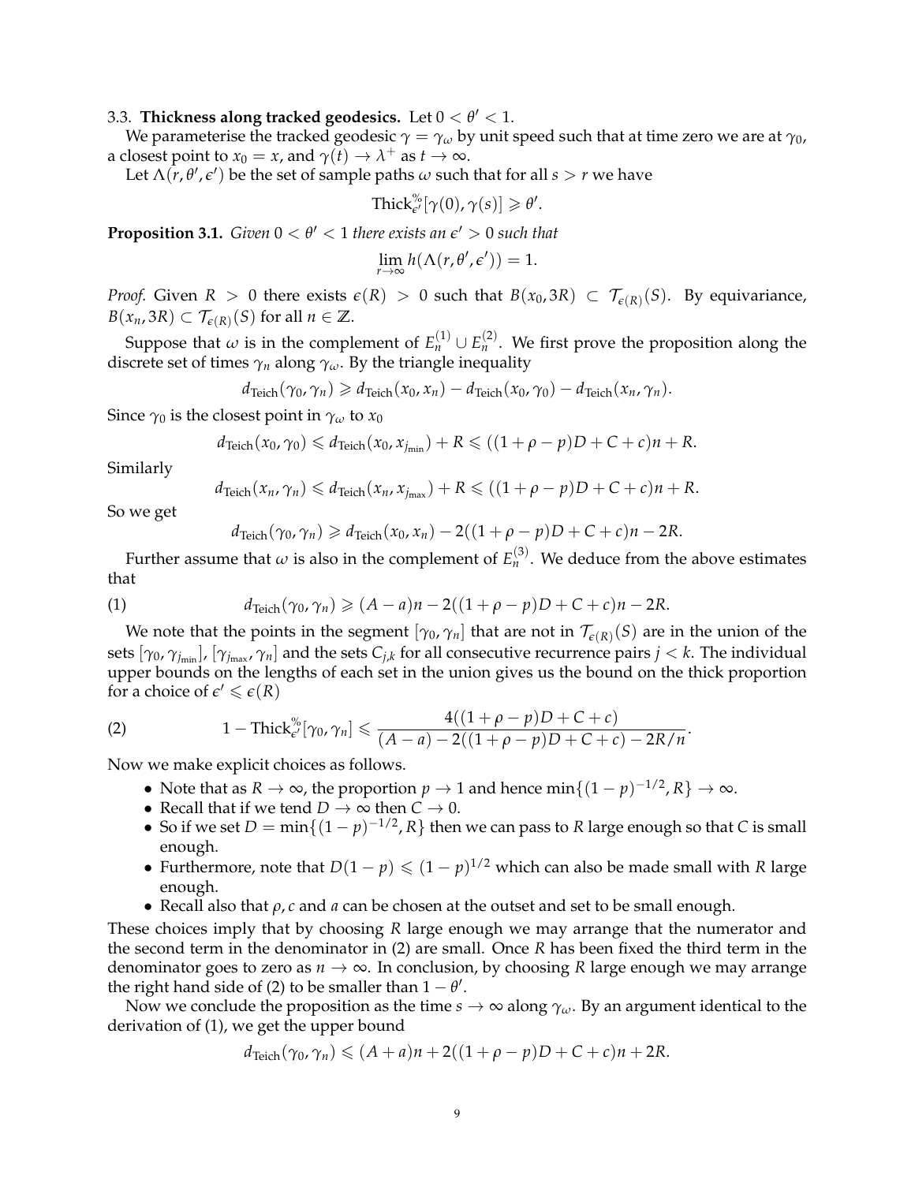3.3. **Thickness along tracked geodesics.** Let $0 < \theta' < 1$.

We parameterise the tracked geodesic $\gamma = \gamma_\omega$ by unit speed such that at time zero we are at $\gamma_0$, a closest point to $x_0 = x$, and $\gamma(t) \to \lambda^+$ as $t \to \infty$.

Let $\Lambda(r, \theta', \epsilon')$ be the set of sample paths $\omega$ such that for all $s > r$ we have

$$\mathrm{Thick}^{\%}_{\epsilon'}[\gamma(0), \gamma(s)] \geqslant \theta'.$$

**Proposition 3.1.** *Given $0 < \theta' < 1$ there exists an $\epsilon' > 0$ such that*

$$\lim_{r \to \infty} h(\Lambda(r, \theta', \epsilon')) = 1.$$

*Proof.* Given $R > 0$ there exists $\epsilon(R) > 0$ such that $B(x_0, 3R) \subset \mathcal{T}_{\epsilon(R)}(S)$. By equivariance, $B(x_n, 3R) \subset \mathcal{T}_{\epsilon(R)}(S)$ for all $n \in \mathbb{Z}$.

Suppose that $\omega$ is in the complement of $E_n^{(1)} \cup E_n^{(2)}$. We first prove the proposition along the discrete set of times $\gamma_n$ along $\gamma_\omega$. By the triangle inequality

$$d_{\mathrm{Teich}}(\gamma_0, \gamma_n) \geqslant d_{\mathrm{Teich}}(x_0, x_n) - d_{\mathrm{Teich}}(x_0, \gamma_0) - d_{\mathrm{Teich}}(x_n, \gamma_n).$$

Since $\gamma_0$ is the closest point in $\gamma_\omega$ to $x_0$

$$d_{\mathrm{Teich}}(x_0, \gamma_0) \leqslant d_{\mathrm{Teich}}(x_0, x_{j_{\min}}) + R \leqslant ((1 + \rho - p)D + C + c)n + R.$$

Similarly

$$d_{\mathrm{Teich}}(x_n, \gamma_n) \leqslant d_{\mathrm{Teich}}(x_n, x_{j_{\max}}) + R \leqslant ((1 + \rho - p)D + C + c)n + R.$$

So we get

$$d_{\mathrm{Teich}}(\gamma_0, \gamma_n) \geqslant d_{\mathrm{Teich}}(x_0, x_n) - 2((1 + \rho - p)D + C + c)n - 2R.$$

Further assume that $\omega$ is also in the complement of $E_n^{(3)}$. We deduce from the above estimates that

$$d_{\mathrm{Teich}}(\gamma_0, \gamma_n) \geqslant (A - a)n - 2((1 + \rho - p)D + C + c)n - 2R. \tag{1}$$

We note that the points in the segment $[\gamma_0, \gamma_n]$ that are not in $\mathcal{T}_{\epsilon(R)}(S)$ are in the union of the sets $[\gamma_0, \gamma_{j_{\min}}]$, $[\gamma_{j_{\max}}, \gamma_n]$ and the sets $C_{j,k}$ for all consecutive recurrence pairs $j < k$. The individual upper bounds on the lengths of each set in the union gives us the bound on the thick proportion for a choice of $\epsilon' \leqslant \epsilon(R)$

$$1 - \mathrm{Thick}^{\%}_{\epsilon'}[\gamma_0, \gamma_n] \leqslant \frac{4((1 + \rho - p)D + C + c)}{(A - a) - 2((1 + \rho - p)D + C + c) - 2R/n}. \tag{2}$$

Now we make explicit choices as follows.

- Note that as $R \to \infty$, the proportion $p \to 1$ and hence $\min\{(1 - p)^{-1/2}, R\} \to \infty$.
- Recall that if we tend $D \to \infty$ then $C \to 0$.
- So if we set $D = \min\{(1 - p)^{-1/2}, R\}$ then we can pass to $R$ large enough so that $C$ is small enough.
- Furthermore, note that $D(1 - p) \leqslant (1 - p)^{1/2}$ which can also be made small with $R$ large enough.
- Recall also that $\rho, c$ and $a$ can be chosen at the outset and set to be small enough.

These choices imply that by choosing $R$ large enough we may arrange that the numerator and the second term in the denominator in (2) are small. Once $R$ has been fixed the third term in the denominator goes to zero as $n \to \infty$. In conclusion, by choosing $R$ large enough we may arrange the right hand side of (2) to be smaller than $1 - \theta'$.

Now we conclude the proposition as the time $s \to \infty$ along $\gamma_\omega$. By an argument identical to the derivation of (1), we get the upper bound

$$d_{\mathrm{Teich}}(\gamma_0, \gamma_n) \leqslant (A + a)n + 2((1 + \rho - p)D + C + c)n + 2R.$$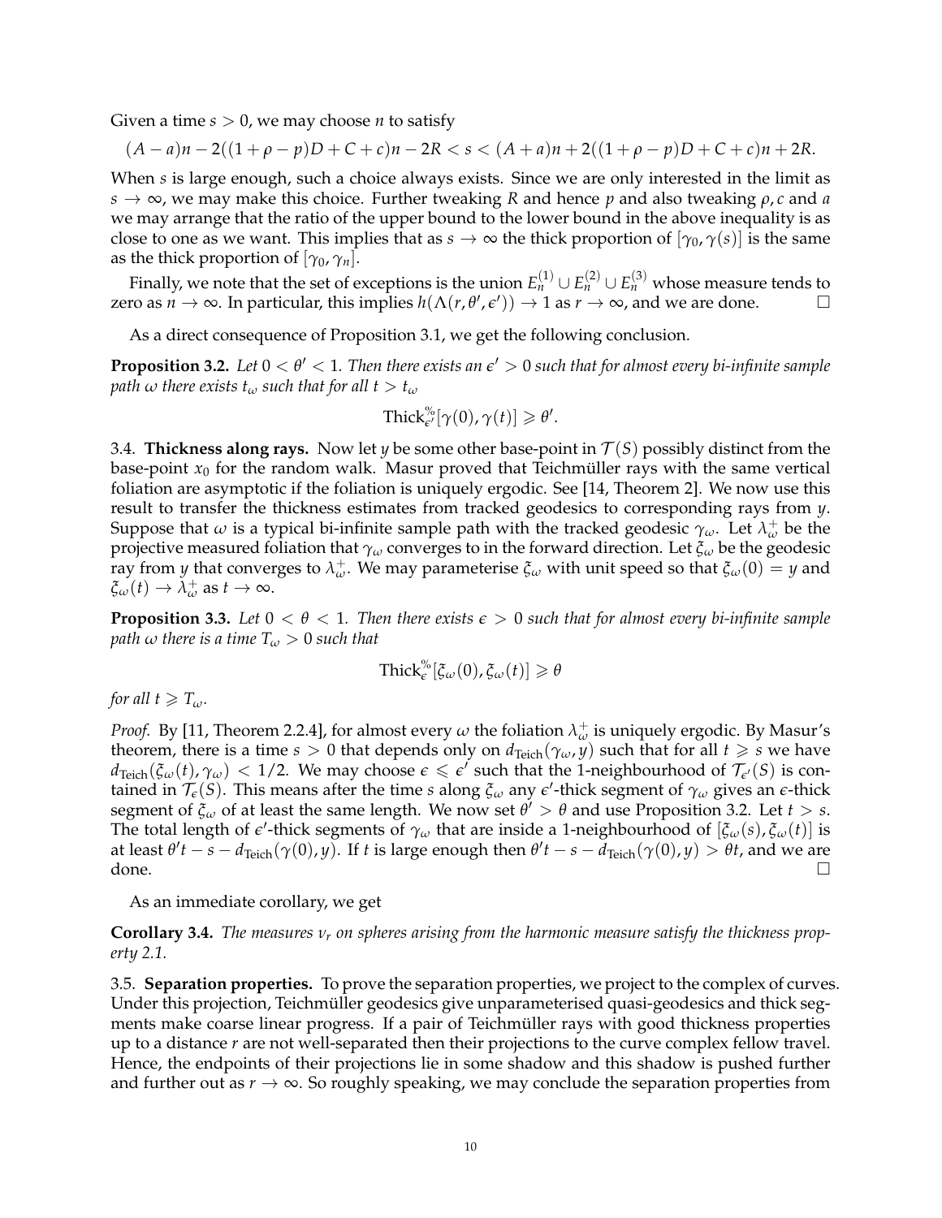Given a time $s > 0$, we may choose $n$ to satisfy

$$(A-a)n - 2((1+\rho-p)D + C + c)n - 2R < s < (A+a)n + 2((1+\rho-p)D + C + c)n + 2R.$$

When $s$ is large enough, such a choice always exists. Since we are only interested in the limit as $s \to \infty$, we may make this choice. Further tweaking $R$ and hence $p$ and also tweaking $\rho, c$ and $a$ we may arrange that the ratio of the upper bound to the lower bound in the above inequality is as close to one as we want. This implies that as $s \to \infty$ the thick proportion of $[\gamma_0, \gamma(s)]$ is the same as the thick proportion of $[\gamma_0, \gamma_n]$.

Finally, we note that the set of exceptions is the union $E_n^{(1)} \cup E_n^{(2)} \cup E_n^{(3)}$ whose measure tends to zero as $n \to \infty$. In particular, this implies $h(\Lambda(r, \theta', \epsilon')) \to 1$ as $r \to \infty$, and we are done. □

As a direct consequence of Proposition 3.1, we get the following conclusion.

**Proposition 3.2.** *Let $0 < \theta' < 1$. Then there exists an $\epsilon' > 0$ such that for almost every bi-infinite sample path $\omega$ there exists $t_\omega$ such that for all $t > t_\omega$*

$$\mathrm{Thick}^{\%}_{\epsilon'}[\gamma(0), \gamma(t)] \geqslant \theta'.$$

3.4. **Thickness along rays.** Now let $y$ be some other base-point in $\mathcal{T}(S)$ possibly distinct from the base-point $x_0$ for the random walk. Masur proved that Teichmüller rays with the same vertical foliation are asymptotic if the foliation is uniquely ergodic. See [14, Theorem 2]. We now use this result to transfer the thickness estimates from tracked geodesics to corresponding rays from $y$. Suppose that $\omega$ is a typical bi-infinite sample path with the tracked geodesic $\gamma_\omega$. Let $\lambda_\omega^+$ be the projective measured foliation that $\gamma_\omega$ converges to in the forward direction. Let $\xi_\omega$ be the geodesic ray from $y$ that converges to $\lambda_\omega^+$. We may parameterise $\xi_\omega$ with unit speed so that $\xi_\omega(0) = y$ and $\xi_\omega(t) \to \lambda_\omega^+$ as $t \to \infty$.

**Proposition 3.3.** *Let $0 < \theta < 1$. Then there exists $\epsilon > 0$ such that for almost every bi-infinite sample path $\omega$ there is a time $T_\omega > 0$ such that*

$$\mathrm{Thick}^{\%}_{\epsilon}[\xi_\omega(0), \xi_\omega(t)] \geqslant \theta$$

*for all $t \geqslant T_\omega$.*

*Proof.* By [11, Theorem 2.2.4], for almost every $\omega$ the foliation $\lambda_\omega^+$ is uniquely ergodic. By Masur's theorem, there is a time $s > 0$ that depends only on $d_{\mathrm{Teich}}(\gamma_\omega, y)$ such that for all $t \geqslant s$ we have $d_{\mathrm{Teich}}(\xi_\omega(t), \gamma_\omega) < 1/2$. We may choose $\epsilon \leqslant \epsilon'$ such that the 1-neighbourhood of $\mathcal{T}_{\epsilon'}(S)$ is contained in $\mathcal{T}_\epsilon(S)$. This means after the time $s$ along $\xi_\omega$ any $\epsilon'$-thick segment of $\gamma_\omega$ gives an $\epsilon$-thick segment of $\xi_\omega$ of at least the same length. We now set $\theta' > \theta$ and use Proposition 3.2. Let $t > s$. The total length of $\epsilon'$-thick segments of $\gamma_\omega$ that are inside a 1-neighbourhood of $[\xi_\omega(s), \xi_\omega(t)]$ is at least $\theta' t - s - d_{\mathrm{Teich}}(\gamma(0), y)$. If $t$ is large enough then $\theta' t - s - d_{\mathrm{Teich}}(\gamma(0), y) > \theta t$, and we are done. □

As an immediate corollary, we get

**Corollary 3.4.** *The measures $\nu_r$ on spheres arising from the harmonic measure satisfy the thickness property 2.1.*

3.5. **Separation properties.** To prove the separation properties, we project to the complex of curves. Under this projection, Teichmüller geodesics give unparameterised quasi-geodesics and thick segments make coarse linear progress. If a pair of Teichmüller rays with good thickness properties up to a distance $r$ are not well-separated then their projections to the curve complex fellow travel. Hence, the endpoints of their projections lie in some shadow and this shadow is pushed further and further out as $r \to \infty$. So roughly speaking, we may conclude the separation properties from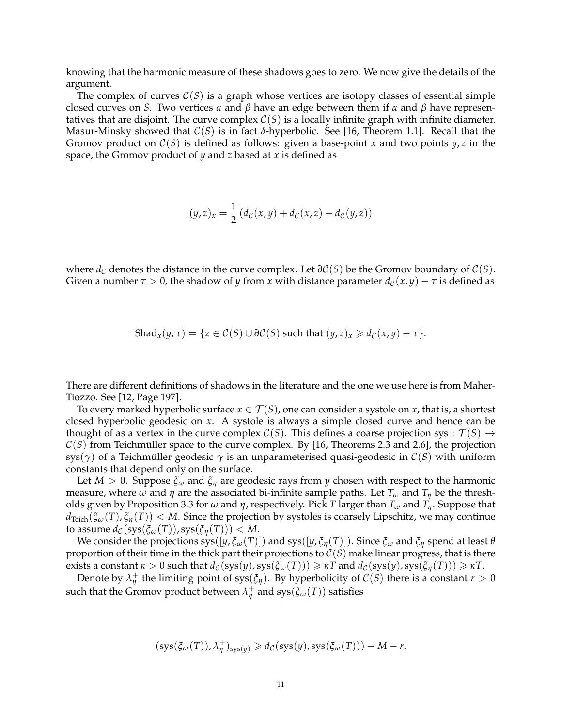knowing that the harmonic measure of these shadows goes to zero. We now give the details of the argument.

The complex of curves $\mathcal{C}(S)$ is a graph whose vertices are isotopy classes of essential simple closed curves on $S$. Two vertices $\alpha$ and $\beta$ have an edge between them if $\alpha$ and $\beta$ have representatives that are disjoint. The curve complex $\mathcal{C}(S)$ is a locally infinite graph with infinite diameter. Masur-Minsky showed that $\mathcal{C}(S)$ is in fact $\delta$-hyperbolic. See [16, Theorem 1.1]. Recall that the Gromov product on $\mathcal{C}(S)$ is defined as follows: given a base-point $x$ and two points $y, z$ in the space, the Gromov product of $y$ and $z$ based at $x$ is defined as

$$(y, z)_x = \frac{1}{2}\left(d_{\mathcal{C}}(x, y) + d_{\mathcal{C}}(x, z) - d_{\mathcal{C}}(y, z)\right)$$

where $d_{\mathcal{C}}$ denotes the distance in the curve complex. Let $\partial\mathcal{C}(S)$ be the Gromov boundary of $\mathcal{C}(S)$. Given a number $\tau > 0$, the shadow of $y$ from $x$ with distance parameter $d_{\mathcal{C}}(x, y) - \tau$ is defined as

$$\mathrm{Shad}_x(y, \tau) = \{z \in \mathcal{C}(S) \cup \partial\mathcal{C}(S) \text{ such that } (y, z)_x \geqslant d_{\mathcal{C}}(x, y) - \tau\}.$$

There are different definitions of shadows in the literature and the one we use here is from Maher-Tiozzo. See [12, Page 197].

To every marked hyperbolic surface $x \in \mathcal{T}(S)$, one can consider a systole on $x$, that is, a shortest closed hyperbolic geodesic on $x$. A systole is always a simple closed curve and hence can be thought of as a vertex in the curve complex $\mathcal{C}(S)$. This defines a coarse projection $\mathrm{sys} : \mathcal{T}(S) \to \mathcal{C}(S)$ from Teichmüller space to the curve complex. By [16, Theorems 2.3 and 2.6], the projection $\mathrm{sys}(\gamma)$ of a Teichmüller geodesic $\gamma$ is an unparameterised quasi-geodesic in $\mathcal{C}(S)$ with uniform constants that depend only on the surface.

Let $M > 0$. Suppose $\xi_\omega$ and $\xi_\eta$ are geodesic rays from $y$ chosen with respect to the harmonic measure, where $\omega$ and $\eta$ are the associated bi-infinite sample paths. Let $T_\omega$ and $T_\eta$ be the thresholds given by Proposition 3.3 for $\omega$ and $\eta$, respectively. Pick $T$ larger than $T_\omega$ and $T_\eta$. Suppose that $d_{\mathrm{Teich}}(\xi_\omega(T), \xi_\eta(T)) < M$. Since the projection by systoles is coarsely Lipschitz, we may continue to assume $d_{\mathcal{C}}(\mathrm{sys}(\xi_\omega(T)), \mathrm{sys}(\xi_\eta(T))) < M$.

We consider the projections $\mathrm{sys}([y, \xi_\omega(T)])$ and $\mathrm{sys}([y, \xi_\eta(T)])$. Since $\xi_\omega$ and $\xi_\eta$ spend at least $\theta$ proportion of their time in the thick part their projections to $\mathcal{C}(S)$ make linear progress, that is there exists a constant $\kappa > 0$ such that $d_{\mathcal{C}}(\mathrm{sys}(y), \mathrm{sys}(\xi_\omega(T))) \geqslant \kappa T$ and $d_{\mathcal{C}}(\mathrm{sys}(y), \mathrm{sys}(\xi_\eta(T))) \geqslant \kappa T$.

Denote by $\lambda^+_\eta$ the limiting point of $\mathrm{sys}(\xi_\eta)$. By hyperbolicity of $\mathcal{C}(S)$ there is a constant $r > 0$ such that the Gromov product between $\lambda^+_\eta$ and $\mathrm{sys}(\xi_\omega(T))$ satisfies

$$(\mathrm{sys}(\xi_\omega(T)), \lambda^+_\eta)_{\mathrm{sys}(y)} \geqslant d_{\mathcal{C}}(\mathrm{sys}(y), \mathrm{sys}(\xi_\omega(T))) - M - r.$$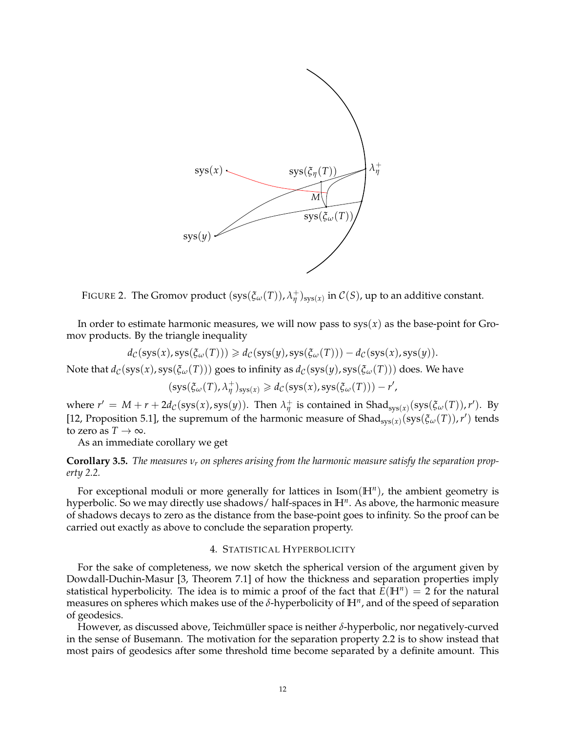FIGURE 2. The Gromov product $(\mathrm{sys}(\xi_\omega(T)), \lambda^+_\eta)_{\mathrm{sys}(x)}$ in $\mathcal{C}(S)$, up to an additive constant.

In order to estimate harmonic measures, we will now pass to $\mathrm{sys}(x)$ as the base-point for Gromov products. By the triangle inequality

$$d_{\mathcal{C}}(\mathrm{sys}(x), \mathrm{sys}(\xi_\omega(T))) \geqslant d_{\mathcal{C}}(\mathrm{sys}(y), \mathrm{sys}(\xi_\omega(T))) - d_{\mathcal{C}}(\mathrm{sys}(x), \mathrm{sys}(y)).$$

Note that $d_{\mathcal{C}}(\mathrm{sys}(x), \mathrm{sys}(\xi_\omega(T)))$ goes to infinity as $d_{\mathcal{C}}(\mathrm{sys}(y), \mathrm{sys}(\xi_\omega(T)))$ does. We have

$$(\mathrm{sys}(\xi_\omega(T), \lambda^+_\eta)_{\mathrm{sys}(x)} \geqslant d_{\mathcal{C}}(\mathrm{sys}(x), \mathrm{sys}(\xi_\omega(T))) - r',$$

where $r' = M + r + 2d_{\mathcal{C}}(\mathrm{sys}(x), \mathrm{sys}(y))$. Then $\lambda^+_\eta$ is contained in $\mathrm{Shad}_{\mathrm{sys}(x)}(\mathrm{sys}(\xi_\omega(T)), r')$. By [12, Proposition 5.1], the supremum of the harmonic measure of $\mathrm{Shad}_{\mathrm{sys}(x)}(\mathrm{sys}(\xi_\omega(T)), r')$ tends to zero as $T \to \infty$.

As an immediate corollary we get

**Corollary 3.5.** *The measures $\nu_r$ on spheres arising from the harmonic measure satisfy the separation property 2.2.*

For exceptional moduli or more generally for lattices in $\mathrm{Isom}(\mathbb{H}^n)$, the ambient geometry is hyperbolic. So we may directly use shadows/ half-spaces in $\mathbb{H}^n$. As above, the harmonic measure of shadows decays to zero as the distance from the base-point goes to infinity. So the proof can be carried out exactly as above to conclude the separation property.

## 4. Statistical Hyperbolicity

For the sake of completeness, we now sketch the spherical version of the argument given by Dowdall-Duchin-Masur [3, Theorem 7.1] of how the thickness and separation properties imply statistical hyperbolicity. The idea is to mimic a proof of the fact that $E(\mathbb{H}^n) = 2$ for the natural measures on spheres which makes use of the $\delta$-hyperbolicity of $\mathbb{H}^n$, and of the speed of separation of geodesics.

However, as discussed above, Teichmüller space is neither $\delta$-hyperbolic, nor negatively-curved in the sense of Busemann. The motivation for the separation property 2.2 is to show instead that most pairs of geodesics after some threshold time become separated by a definite amount. This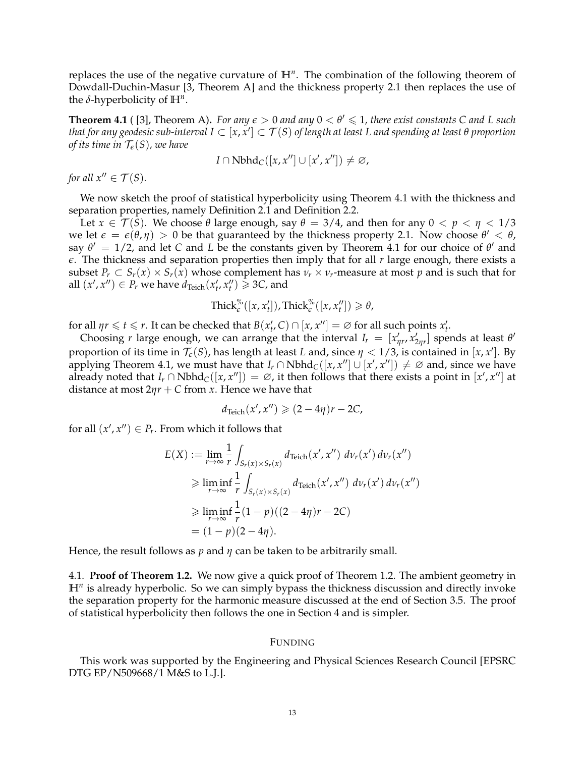replaces the use of the negative curvature of $\mathbb{H}^n$. The combination of the following theorem of Dowdall-Duchin-Masur [3, Theorem A] and the thickness property 2.1 then replaces the use of the $\delta$-hyperbolicity of $\mathbb{H}^n$.

**Theorem 4.1** ( [3], Theorem A)**.** *For any $\epsilon > 0$ and any $0 < \theta' \leqslant 1$, there exist constants $C$ and $L$ such that for any geodesic sub-interval $I \subset [x, x'] \subset \mathcal{T}(S)$ of length at least $L$ and spending at least $\theta$ proportion of its time in $\mathcal{T}_\epsilon(S)$, we have*

$$I \cap \mathrm{Nbhd}_C([x, x''] \cup [x', x'']) \neq \varnothing,$$

*for all $x'' \in \mathcal{T}(S)$.*

We now sketch the proof of statistical hyperbolicity using Theorem 4.1 with the thickness and separation properties, namely Definition 2.1 and Definition 2.2.

Let $x \in \mathcal{T}(S)$. We choose $\theta$ large enough, say $\theta = 3/4$, and then for any $0 < p < \eta < 1/3$ we let $\epsilon = \epsilon(\theta, \eta) > 0$ be that guaranteed by the thickness property 2.1. Now choose $\theta' < \theta$, say $\theta' = 1/2$, and let $C$ and $L$ be the constants given by Theorem 4.1 for our choice of $\theta'$ and $\epsilon$. The thickness and separation properties then imply that for all $r$ large enough, there exists a subset $P_r \subset S_r(x) \times S_r(x)$ whose complement has $\nu_r \times \nu_r$-measure at most $p$ and is such that for all $(x', x'') \in P_r$ we have $d_{\mathrm{Teich}}(x'_t, x''_t) \geqslant 3C$, and

$$\mathrm{Thick}^{\%}_\epsilon([x, x'_t]), \mathrm{Thick}^{\%}_\epsilon([x, x''_t]) \geqslant \theta,$$

for all $\eta r \leqslant t \leqslant r$. It can be checked that $B(x'_t, C) \cap [x, x''] = \varnothing$ for all such points $x'_t$.

Choosing $r$ large enough, we can arrange that the interval $I_r = [x'_{\eta r}, x'_{2\eta r}]$ spends at least $\theta'$ proportion of its time in $\mathcal{T}_\epsilon(S)$, has length at least $L$ and, since $\eta < 1/3$, is contained in $[x, x']$. By applying Theorem 4.1, we must have that $I_r \cap \mathrm{Nbhd}_C([x, x''] \cup [x', x'']) \neq \varnothing$ and, since we have already noted that $I_r \cap \mathrm{Nbhd}_C([x, x'']) = \varnothing$, it then follows that there exists a point in $[x', x'']$ at distance at most $2\eta r + C$ from $x$. Hence we have that

$$d_{\mathrm{Teich}}(x', x'') \geqslant (2 - 4\eta) r - 2C,$$

for all $(x', x'') \in P_r$. From which it follows that

$$\begin{aligned}
E(X) &:= \lim_{r \to \infty} \frac{1}{r} \int_{S_r(x) \times S_r(x)} d_{\mathrm{Teich}}(x', x'')\, d\nu_r(x')\, d\nu_r(x'') \\
&\geqslant \liminf_{r \to \infty} \frac{1}{r} \int_{S_r(x) \times S_r(x)} d_{\mathrm{Teich}}(x', x'')\, d\nu_r(x')\, d\nu_r(x'') \\
&\geqslant \liminf_{r \to \infty} \frac{1}{r} (1 - p)((2 - 4\eta) r - 2C) \\
&= (1 - p)(2 - 4\eta).
\end{aligned}$$

Hence, the result follows as $p$ and $\eta$ can be taken to be arbitrarily small.

4.1. **Proof of Theorem 1.2.** We now give a quick proof of Theorem 1.2. The ambient geometry in $\mathbb{H}^n$ is already hyperbolic. So we can simply bypass the thickness discussion and directly invoke the separation property for the harmonic measure discussed at the end of Section 3.5. The proof of statistical hyperbolicity then follows the one in Section 4 and is simpler.

## FUNDING

This work was supported by the Engineering and Physical Sciences Research Council [EPSRC DTG EP/N509668/1 M&S to L.J.].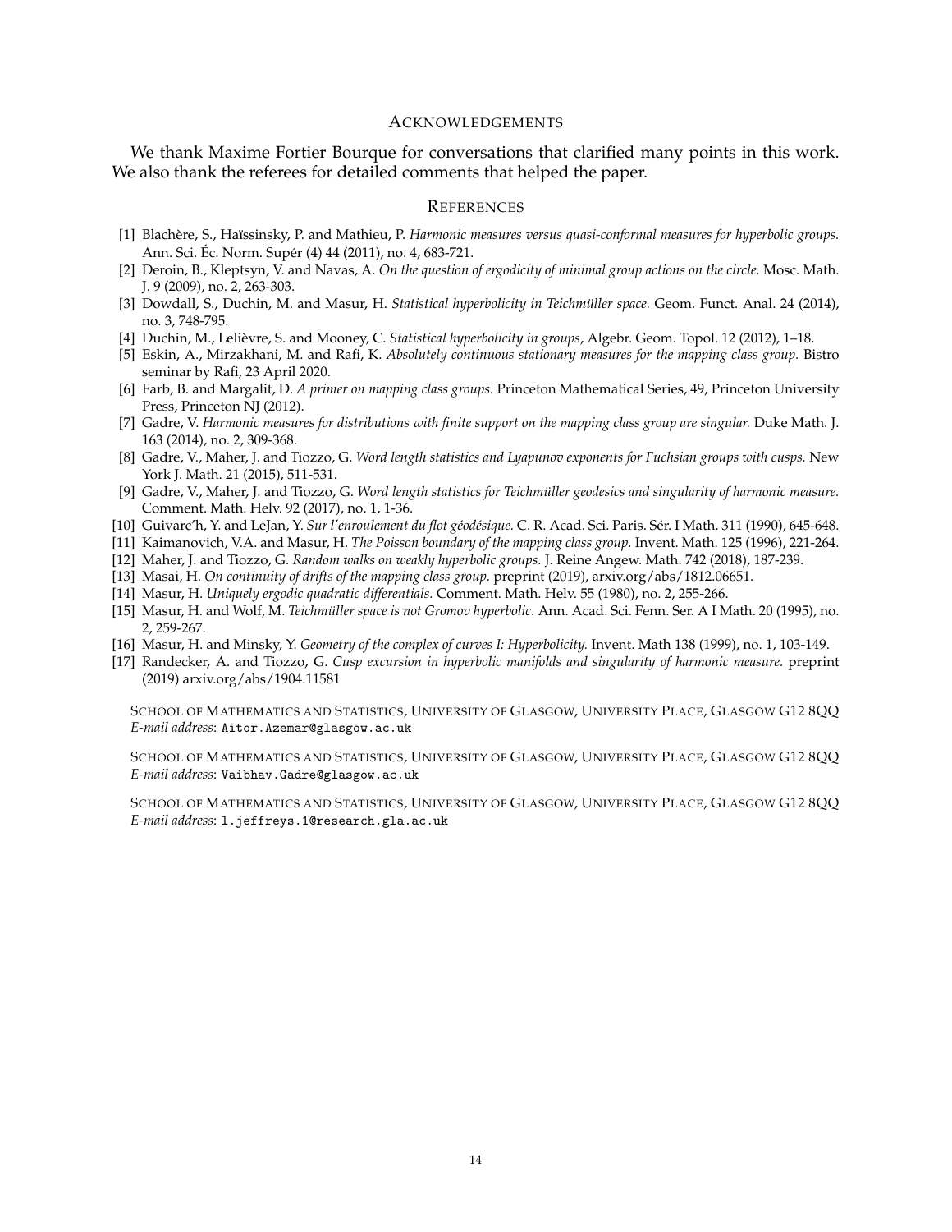## ACKNOWLEDGEMENTS

We thank Maxime Fortier Bourque for conversations that clarified many points in this work. We also thank the referees for detailed comments that helped the paper.

## REFERENCES

[1] Blachère, S., Haïssinsky, P. and Mathieu, P. *Harmonic measures versus quasi-conformal measures for hyperbolic groups.* Ann. Sci. Éc. Norm. Supér (4) 44 (2011), no. 4, 683-721.

[2] Deroin, B., Kleptsyn, V. and Navas, A. *On the question of ergodicity of minimal group actions on the circle.* Mosc. Math. J. 9 (2009), no. 2, 263-303.

[3] Dowdall, S., Duchin, M. and Masur, H. *Statistical hyperbolicity in Teichmüller space.* Geom. Funct. Anal. 24 (2014), no. 3, 748-795.

[4] Duchin, M., Lelièvre, S. and Mooney, C. *Statistical hyperbolicity in groups*, Algebr. Geom. Topol. 12 (2012), 1–18.

[5] Eskin, A., Mirzakhani, M. and Rafi, K. *Absolutely continuous stationary measures for the mapping class group.* Bistro seminar by Rafi, 23 April 2020.

[6] Farb, B. and Margalit, D. *A primer on mapping class groups.* Princeton Mathematical Series, 49, Princeton University Press, Princeton NJ (2012).

[7] Gadre, V. *Harmonic measures for distributions with finite support on the mapping class group are singular.* Duke Math. J. 163 (2014), no. 2, 309-368.

[8] Gadre, V., Maher, J. and Tiozzo, G. *Word length statistics and Lyapunov exponents for Fuchsian groups with cusps.* New York J. Math. 21 (2015), 511-531.

[9] Gadre, V., Maher, J. and Tiozzo, G. *Word length statistics for Teichmüller geodesics and singularity of harmonic measure.* Comment. Math. Helv. 92 (2017), no. 1, 1-36.

[10] Guivarc'h, Y. and LeJan, Y. *Sur l'enroulement du flot géodésique.* C. R. Acad. Sci. Paris. Sér. I Math. 311 (1990), 645-648.

[11] Kaimanovich, V.A. and Masur, H. *The Poisson boundary of the mapping class group.* Invent. Math. 125 (1996), 221-264.

[12] Maher, J. and Tiozzo, G. *Random walks on weakly hyperbolic groups.* J. Reine Angew. Math. 742 (2018), 187-239.

[13] Masai, H. *On continuity of drifts of the mapping class group.* preprint (2019), arxiv.org/abs/1812.06651.

[14] Masur, H. *Uniquely ergodic quadratic differentials.* Comment. Math. Helv. 55 (1980), no. 2, 255-266.

[15] Masur, H. and Wolf, M. *Teichmüller space is not Gromov hyperbolic.* Ann. Acad. Sci. Fenn. Ser. A I Math. 20 (1995), no. 2, 259-267.

[16] Masur, H. and Minsky, Y. *Geometry of the complex of curves I: Hyperbolicity.* Invent. Math 138 (1999), no. 1, 103-149.

[17] Randecker, A. and Tiozzo, G. *Cusp excursion in hyperbolic manifolds and singularity of harmonic measure.* preprint (2019) arxiv.org/abs/1904.11581

SCHOOL OF MATHEMATICS AND STATISTICS, UNIVERSITY OF GLASGOW, UNIVERSITY PLACE, GLASGOW G12 8QQ
*E-mail address*: Aitor.Azemar@glasgow.ac.uk

SCHOOL OF MATHEMATICS AND STATISTICS, UNIVERSITY OF GLASGOW, UNIVERSITY PLACE, GLASGOW G12 8QQ
*E-mail address*: Vaibhav.Gadre@glasgow.ac.uk

SCHOOL OF MATHEMATICS AND STATISTICS, UNIVERSITY OF GLASGOW, UNIVERSITY PLACE, GLASGOW G12 8QQ
*E-mail address*: l.jeffreys.1@research.gla.ac.uk